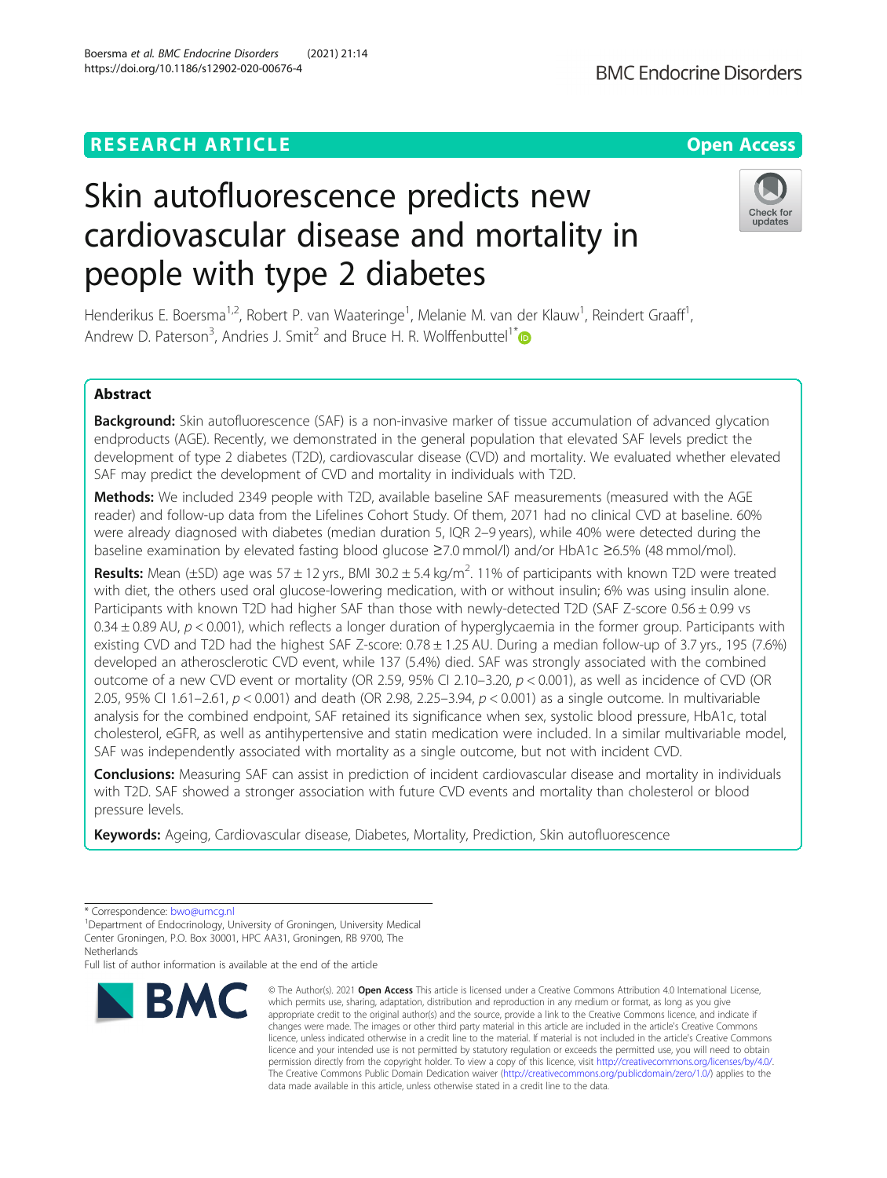RESEARCH ARTICLE

Open Access

# Skin autofluorescence predicts new cardiovascular disease and mortality in people with type 2 diabetes

Henderikus E. Boersma[1,2], Robert P. van Waateringe[1], Melanie M. van der Klauw[1], Reindert Graaff[1], Andrew D. Paterson[3], Andries J. Smit[2] and Bruce H. R. Wolffenbuttel[1*]

## Abstract

**Background:** Skin autofluorescence (SAF) is a non-invasive marker of tissue accumulation of advanced glycation endproducts (AGE). Recently, we demonstrated in the general population that elevated SAF levels predict the development of type 2 diabetes (T2D), cardiovascular disease (CVD) and mortality. We evaluated whether elevated SAF may predict the development of CVD and mortality in individuals with T2D.

**Methods:** We included 2349 people with T2D, available baseline SAF measurements (measured with the AGE reader) and follow-up data from the Lifelines Cohort Study. Of them, 2071 had no clinical CVD at baseline. 60% were already diagnosed with diabetes (median duration 5, IQR 2–9 years), while 40% were detected during the baseline examination by elevated fasting blood glucose ≥7.0 mmol/l) and/or HbA1c ≥6.5% (48 mmol/mol).

**Results:** Mean (±SD) age was 57 ± 12 yrs., BMI 30.2 ± 5.4 kg/m$^2$. 11% of participants with known T2D were treated with diet, the others used oral glucose-lowering medication, with or without insulin; 6% was using insulin alone. Participants with known T2D had higher SAF than those with newly-detected T2D (SAF Z-score 0.56 ± 0.99 vs 0.34 ± 0.89 AU, $p < 0.001$), which reflects a longer duration of hyperglycaemia in the former group. Participants with existing CVD and T2D had the highest SAF Z-score: 0.78 ± 1.25 AU. During a median follow-up of 3.7 yrs., 195 (7.6%) developed an atherosclerotic CVD event, while 137 (5.4%) died. SAF was strongly associated with the combined outcome of a new CVD event or mortality (OR 2.59, 95% CI 2.10–3.20, $p < 0.001$), as well as incidence of CVD (OR 2.05, 95% CI 1.61–2.61, $p < 0.001$) and death (OR 2.98, 2.25–3.94, $p < 0.001$) as a single outcome. In multivariable analysis for the combined endpoint, SAF retained its significance when sex, systolic blood pressure, HbA1c, total cholesterol, eGFR, as well as antihypertensive and statin medication were included. In a similar multivariable model, SAF was independently associated with mortality as a single outcome, but not with incident CVD.

**Conclusions:** Measuring SAF can assist in prediction of incident cardiovascular disease and mortality in individuals with T2D. SAF showed a stronger association with future CVD events and mortality than cholesterol or blood pressure levels.

**Keywords:** Ageing, Cardiovascular disease, Diabetes, Mortality, Prediction, Skin autofluorescence

---

\* Correspondence: bwo@umcg.nl
[1]Department of Endocrinology, University of Groningen, University Medical Center Groningen, P.O. Box 30001, HPC AA31, Groningen, RB 9700, The Netherlands
Full list of author information is available at the end of the article

© The Author(s). 2021 **Open Access** This article is licensed under a Creative Commons Attribution 4.0 International License, which permits use, sharing, adaptation, distribution and reproduction in any medium or format, as long as you give appropriate credit to the original author(s) and the source, provide a link to the Creative Commons licence, and indicate if changes were made. The images or other third party material in this article are included in the article's Creative Commons licence, unless indicated otherwise in a credit line to the material. If material is not included in the article's Creative Commons licence and your intended use is not permitted by statutory regulation or exceeds the permitted use, you will need to obtain permission directly from the copyright holder. To view a copy of this licence, visit http://creativecommons.org/licenses/by/4.0/. The Creative Commons Public Domain Dedication waiver (http://creativecommons.org/publicdomain/zero/1.0/) applies to the data made available in this article, unless otherwise stated in a credit line to the data.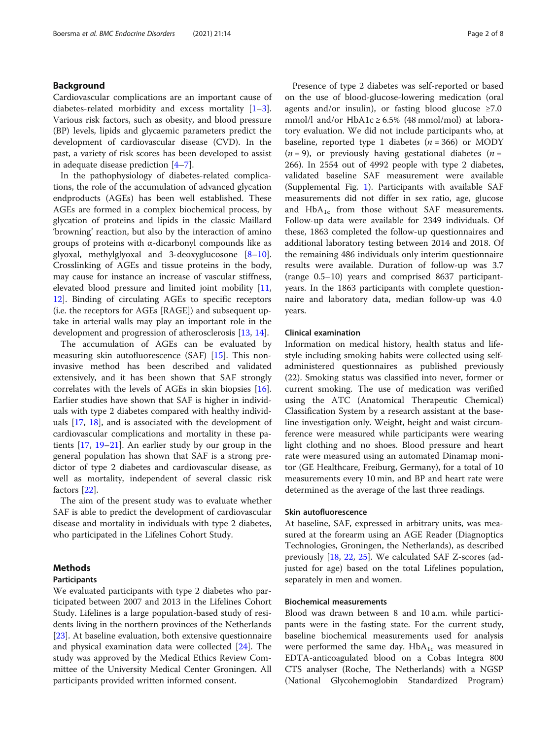## Background

Cardiovascular complications are an important cause of diabetes-related morbidity and excess mortality [1–3]. Various risk factors, such as obesity, and blood pressure (BP) levels, lipids and glycaemic parameters predict the development of cardiovascular disease (CVD). In the past, a variety of risk scores has been developed to assist in adequate disease prediction [4–7].

In the pathophysiology of diabetes-related complications, the role of the accumulation of advanced glycation endproducts (AGEs) has been well established. These AGEs are formed in a complex biochemical process, by glycation of proteins and lipids in the classic Maillard 'browning' reaction, but also by the interaction of amino groups of proteins with α-dicarbonyl compounds like as glyoxal, methylglyoxal and 3-deoxyglucosone [8–10]. Crosslinking of AGEs and tissue proteins in the body, may cause for instance an increase of vascular stiffness, elevated blood pressure and limited joint mobility [11, 12]. Binding of circulating AGEs to specific receptors (i.e. the receptors for AGEs [RAGE]) and subsequent uptake in arterial walls may play an important role in the development and progression of atherosclerosis [13, 14].

The accumulation of AGEs can be evaluated by measuring skin autofluorescence (SAF) [15]. This non-invasive method has been described and validated extensively, and it has been shown that SAF strongly correlates with the levels of AGEs in skin biopsies [16]. Earlier studies have shown that SAF is higher in individuals with type 2 diabetes compared with healthy individuals [17, 18], and is associated with the development of cardiovascular complications and mortality in these patients [17, 19–21]. An earlier study by our group in the general population has shown that SAF is a strong predictor of type 2 diabetes and cardiovascular disease, as well as mortality, independent of several classic risk factors [22].

The aim of the present study was to evaluate whether SAF is able to predict the development of cardiovascular disease and mortality in individuals with type 2 diabetes, who participated in the Lifelines Cohort Study.

## Methods

### Participants

We evaluated participants with type 2 diabetes who participated between 2007 and 2013 in the Lifelines Cohort Study. Lifelines is a large population-based study of residents living in the northern provinces of the Netherlands [23]. At baseline evaluation, both extensive questionnaire and physical examination data were collected [24]. The study was approved by the Medical Ethics Review Committee of the University Medical Center Groningen. All participants provided written informed consent.

Presence of type 2 diabetes was self-reported or based on the use of blood-glucose-lowering medication (oral agents and/or insulin), or fasting blood glucose ≥7.0 mmol/l and/or HbA1c ≥ 6.5% (48 mmol/mol) at laboratory evaluation. We did not include participants who, at baseline, reported type 1 diabetes ($n = 366$) or MODY ($n = 9$), or previously having gestational diabetes ($n = 266$). In 2554 out of 4992 people with type 2 diabetes, validated baseline SAF measurement were available (Supplemental Fig. 1). Participants with available SAF measurements did not differ in sex ratio, age, glucose and $HbA_{1c}$ from those without SAF measurements. Follow-up data were available for 2349 individuals. Of these, 1863 completed the follow-up questionnaires and additional laboratory testing between 2014 and 2018. Of the remaining 486 individuals only interim questionnaire results were available. Duration of follow-up was 3.7 (range 0.5–10) years and comprised 8637 participant-years. In the 1863 participants with complete questionnaire and laboratory data, median follow-up was 4.0 years.

### Clinical examination

Information on medical history, health status and lifestyle including smoking habits were collected using self-administered questionnaires as published previously (22). Smoking status was classified into never, former or current smoking. The use of medication was verified using the ATC (Anatomical Therapeutic Chemical) Classification System by a research assistant at the baseline investigation only. Weight, height and waist circumference were measured while participants were wearing light clothing and no shoes. Blood pressure and heart rate were measured using an automated Dinamap monitor (GE Healthcare, Freiburg, Germany), for a total of 10 measurements every 10 min, and BP and heart rate were determined as the average of the last three readings.

### Skin autofluorescence

At baseline, SAF, expressed in arbitrary units, was measured at the forearm using an AGE Reader (Diagnoptics Technologies, Groningen, the Netherlands), as described previously [18, 22, 25]. We calculated SAF Z-scores (adjusted for age) based on the total Lifelines population, separately in men and women.

### Biochemical measurements

Blood was drawn between 8 and 10 a.m. while participants were in the fasting state. For the current study, baseline biochemical measurements used for analysis were performed the same day. $HbA_{1c}$ was measured in EDTA-anticoagulated blood on a Cobas Integra 800 CTS analyser (Roche, The Netherlands) with a NGSP (National Glycohemoglobin Standardized Program)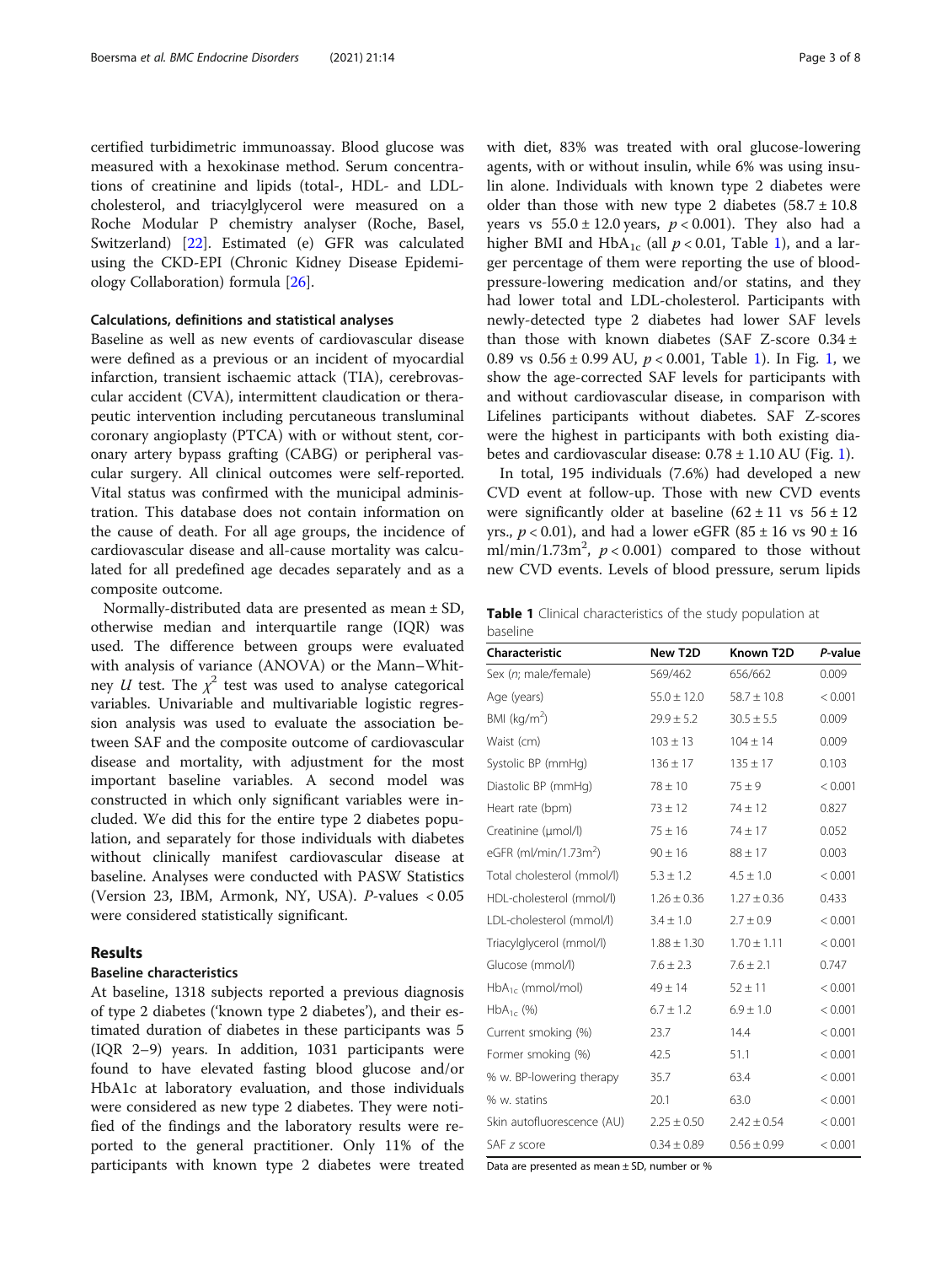certified turbidimetric immunoassay. Blood glucose was measured with a hexokinase method. Serum concentrations of creatinine and lipids (total-, HDL- and LDL-cholesterol, and triacylglycerol were measured on a Roche Modular P chemistry analyser (Roche, Basel, Switzerland) [22]. Estimated (e) GFR was calculated using the CKD-EPI (Chronic Kidney Disease Epidemiology Collaboration) formula [26].

### Calculations, definitions and statistical analyses

Baseline as well as new events of cardiovascular disease were defined as a previous or an incident of myocardial infarction, transient ischaemic attack (TIA), cerebrovascular accident (CVA), intermittent claudication or therapeutic intervention including percutaneous transluminal coronary angioplasty (PTCA) with or without stent, coronary artery bypass grafting (CABG) or peripheral vascular surgery. All clinical outcomes were self-reported. Vital status was confirmed with the municipal administration. This database does not contain information on the cause of death. For all age groups, the incidence of cardiovascular disease and all-cause mortality was calculated for all predefined age decades separately and as a composite outcome.

Normally-distributed data are presented as mean ± SD, otherwise median and interquartile range (IQR) was used. The difference between groups were evaluated with analysis of variance (ANOVA) or the Mann–Whitney *U* test. The $\chi^2$ test was used to analyse categorical variables. Univariable and multivariable logistic regression analysis was used to evaluate the association between SAF and the composite outcome of cardiovascular disease and mortality, with adjustment for the most important baseline variables. A second model was constructed in which only significant variables were included. We did this for the entire type 2 diabetes population, and separately for those individuals with diabetes without clinically manifest cardiovascular disease at baseline. Analyses were conducted with PASW Statistics (Version 23, IBM, Armonk, NY, USA). *P*-values < 0.05 were considered statistically significant.

## Results

### Baseline characteristics

At baseline, 1318 subjects reported a previous diagnosis of type 2 diabetes ('known type 2 diabetes'), and their estimated duration of diabetes in these participants was 5 (IQR 2–9) years. In addition, 1031 participants were found to have elevated fasting blood glucose and/or HbA1c at laboratory evaluation, and those individuals were considered as new type 2 diabetes. They were notified of the findings and the laboratory results were reported to the general practitioner. Only 11% of the participants with known type 2 diabetes were treated with diet, 83% was treated with oral glucose-lowering agents, with or without insulin, while 6% was using insulin alone. Individuals with known type 2 diabetes were older than those with new type 2 diabetes (58.7 ± 10.8 years vs 55.0 ± 12.0 years, $p < 0.001$). They also had a higher BMI and $HbA_{1c}$ (all $p < 0.01$, Table 1), and a larger percentage of them were reporting the use of blood-pressure-lowering medication and/or statins, and they had lower total and LDL-cholesterol. Participants with newly-detected type 2 diabetes had lower SAF levels than those with known diabetes (SAF Z-score 0.34 ± 0.89 vs 0.56 ± 0.99 AU, $p < 0.001$, Table 1). In Fig. 1, we show the age-corrected SAF levels for participants with and without cardiovascular disease, in comparison with Lifelines participants without diabetes. SAF Z-scores were the highest in participants with both existing diabetes and cardiovascular disease: 0.78 ± 1.10 AU (Fig. 1).

In total, 195 individuals (7.6%) had developed a new CVD event at follow-up. Those with new CVD events were significantly older at baseline (62 ± 11 vs 56 ± 12 yrs., $p < 0.01$), and had a lower eGFR (85 ± 16 vs 90 ± 16 ml/min/1.73m$^2$, $p < 0.001$) compared to those without new CVD events. Levels of blood pressure, serum lipids

**Table 1** Clinical characteristics of the study population at baseline

| Characteristic | New T2D | Known T2D | *P*-value |
|---|---|---|---|
| Sex (*n*; male/female) | 569/462 | 656/662 | 0.009 |
| Age (years) | 55.0 ± 12.0 | 58.7 ± 10.8 | < 0.001 |
| BMI (kg/m$^2$) | 29.9 ± 5.2 | 30.5 ± 5.5 | 0.009 |
| Waist (cm) | 103 ± 13 | 104 ± 14 | 0.009 |
| Systolic BP (mmHg) | 136 ± 17 | 135 ± 17 | 0.103 |
| Diastolic BP (mmHg) | 78 ± 10 | 75 ± 9 | < 0.001 |
| Heart rate (bpm) | 73 ± 12 | 74 ± 12 | 0.827 |
| Creatinine (μmol/l) | 75 ± 16 | 74 ± 17 | 0.052 |
| eGFR (ml/min/1.73m$^2$) | 90 ± 16 | 88 ± 17 | 0.003 |
| Total cholesterol (mmol/l) | 5.3 ± 1.2 | 4.5 ± 1.0 | < 0.001 |
| HDL-cholesterol (mmol/l) | 1.26 ± 0.36 | 1.27 ± 0.36 | 0.433 |
| LDL-cholesterol (mmol/l) | 3.4 ± 1.0 | 2.7 ± 0.9 | < 0.001 |
| Triacylglycerol (mmol/l) | 1.88 ± 1.30 | 1.70 ± 1.11 | < 0.001 |
| Glucose (mmol/l) | 7.6 ± 2.3 | 7.6 ± 2.1 | 0.747 |
| $HbA_{1c}$ (mmol/mol) | 49 ± 14 | 52 ± 11 | < 0.001 |
| $HbA_{1c}$ (%) | 6.7 ± 1.2 | 6.9 ± 1.0 | < 0.001 |
| Current smoking (%) | 23.7 | 14.4 | < 0.001 |
| Former smoking (%) | 42.5 | 51.1 | < 0.001 |
| % w. BP-lowering therapy | 35.7 | 63.4 | < 0.001 |
| % w. statins | 20.1 | 63.0 | < 0.001 |
| Skin autofluorescence (AU) | 2.25 ± 0.50 | 2.42 ± 0.54 | < 0.001 |
| SAF *z* score | 0.34 ± 0.89 | 0.56 ± 0.99 | < 0.001 |

Data are presented as mean ± SD, number or %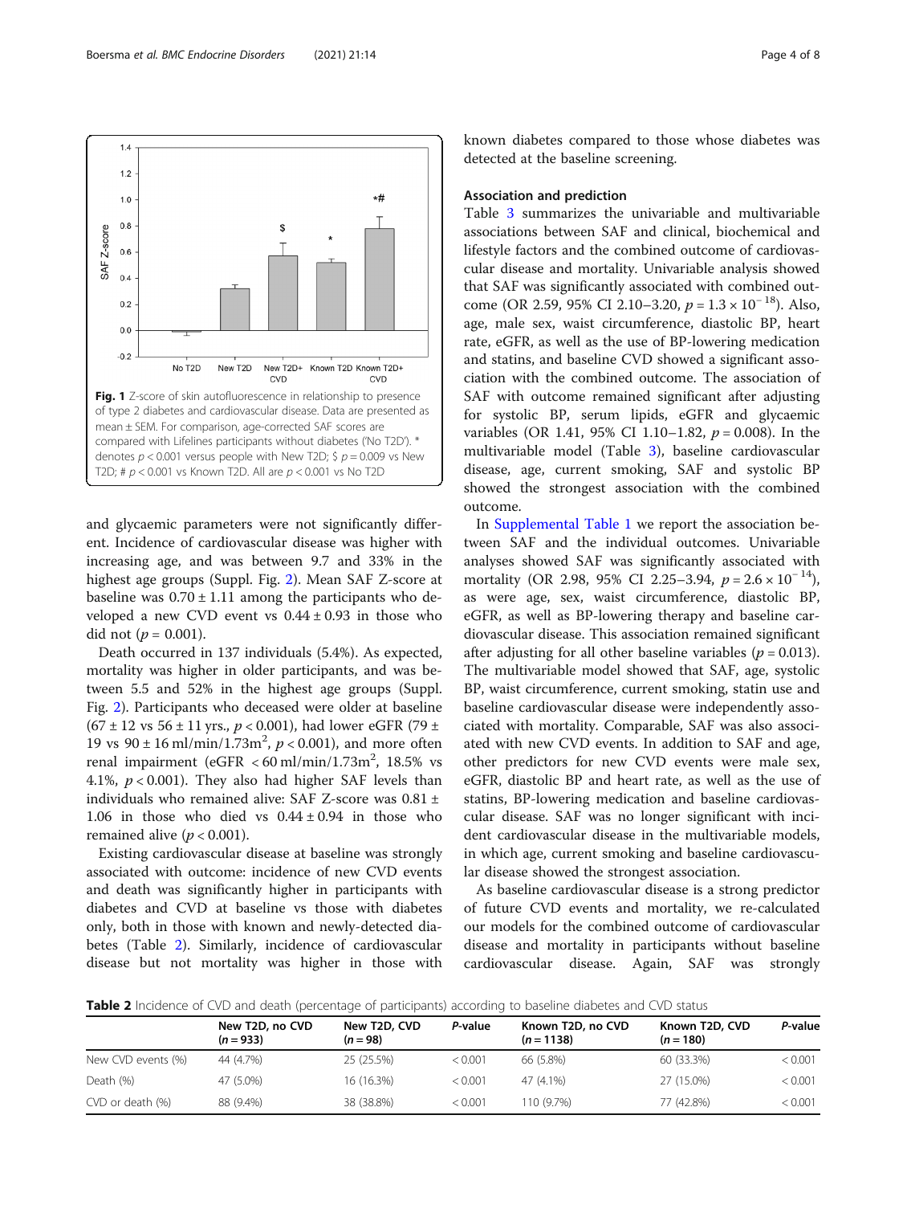Fig. 1 Z-score of skin autofluorescence in relationship to presence of type 2 diabetes and cardiovascular disease. Data are presented as mean ± SEM. For comparison, age-corrected SAF scores are compared with Lifelines participants without diabetes ('No T2D'). * denotes $p < 0.001$ versus people with New T2D; \$ $p = 0.009$ vs New T2D; # $p < 0.001$ vs Known T2D. All are $p < 0.001$ vs No T2D

and glycaemic parameters were not significantly different. Incidence of cardiovascular disease was higher with increasing age, and was between 9.7 and 33% in the highest age groups (Suppl. Fig. 2). Mean SAF Z-score at baseline was $0.70 \pm 1.11$ among the participants who developed a new CVD event vs $0.44 \pm 0.93$ in those who did not ($p = 0.001$).

Death occurred in 137 individuals (5.4%). As expected, mortality was higher in older participants, and was between 5.5 and 52% in the highest age groups (Suppl. Fig. 2). Participants who deceased were older at baseline ($67 \pm 12$ vs $56 \pm 11$ yrs., $p < 0.001$), had lower eGFR ($79 \pm 19$ vs $90 \pm 16$ ml/min/1.73m$^2$, $p < 0.001$), and more often renal impairment (eGFR < 60 ml/min/1.73m$^2$, 18.5% vs 4.1%, $p < 0.001$). They also had higher SAF levels than individuals who remained alive: SAF Z-score was $0.81 \pm 1.06$ in those who died vs $0.44 \pm 0.94$ in those who remained alive ($p < 0.001$).

Existing cardiovascular disease at baseline was strongly associated with outcome: incidence of new CVD events and death was significantly higher in participants with diabetes and CVD at baseline vs those with diabetes only, both in those with known and newly-detected diabetes (Table 2). Similarly, incidence of cardiovascular disease but not mortality was higher in those with known diabetes compared to those whose diabetes was detected at the baseline screening.

## Association and prediction

Table 3 summarizes the univariable and multivariable associations between SAF and clinical, biochemical and lifestyle factors and the combined outcome of cardiovascular disease and mortality. Univariable analysis showed that SAF was significantly associated with combined outcome (OR 2.59, 95% CI 2.10–3.20, $p = 1.3 \times 10^{-18}$). Also, age, male sex, waist circumference, diastolic BP, heart rate, eGFR, as well as the use of BP-lowering medication and statins, and baseline CVD showed a significant association with the combined outcome. The association of SAF with outcome remained significant after adjusting for systolic BP, serum lipids, eGFR and glycaemic variables (OR 1.41, 95% CI 1.10–1.82, $p = 0.008$). In the multivariable model (Table 3), baseline cardiovascular disease, age, current smoking, SAF and systolic BP showed the strongest association with the combined outcome.

In Supplemental Table 1 we report the association between SAF and the individual outcomes. Univariable analyses showed SAF was significantly associated with mortality (OR 2.98, 95% CI 2.25–3.94, $p = 2.6 \times 10^{-14}$), as were age, sex, waist circumference, diastolic BP, eGFR, as well as BP-lowering therapy and baseline cardiovascular disease. This association remained significant after adjusting for all other baseline variables ($p = 0.013$). The multivariable model showed that SAF, age, systolic BP, waist circumference, current smoking, statin use and baseline cardiovascular disease were independently associated with mortality. Comparably, SAF was also associated with new CVD events. In addition to SAF and age, other predictors for new CVD events were male sex, eGFR, diastolic BP and heart rate, as well as the use of statins, BP-lowering medication and baseline cardiovascular disease. SAF was no longer significant with incident cardiovascular disease in the multivariable models, in which age, current smoking and baseline cardiovascular disease showed the strongest association.

As baseline cardiovascular disease is a strong predictor of future CVD events and mortality, we re-calculated our models for the combined outcome of cardiovascular disease and mortality in participants without baseline cardiovascular disease. Again, SAF was strongly

**Table 2** Incidence of CVD and death (percentage of participants) according to baseline diabetes and CVD status

| | New T2D, no CVD ($n = 933$) | New T2D, CVD ($n = 98$) | *P*-value | Known T2D, no CVD ($n = 1138$) | Known T2D, CVD ($n = 180$) | *P*-value |
|---|---|---|---|---|---|---|
| New CVD events (%) | 44 (4.7%) | 25 (25.5%) | < 0.001 | 66 (5.8%) | 60 (33.3%) | < 0.001 |
| Death (%) | 47 (5.0%) | 16 (16.3%) | < 0.001 | 47 (4.1%) | 27 (15.0%) | < 0.001 |
| CVD or death (%) | 88 (9.4%) | 38 (38.8%) | < 0.001 | 110 (9.7%) | 77 (42.8%) | < 0.001 |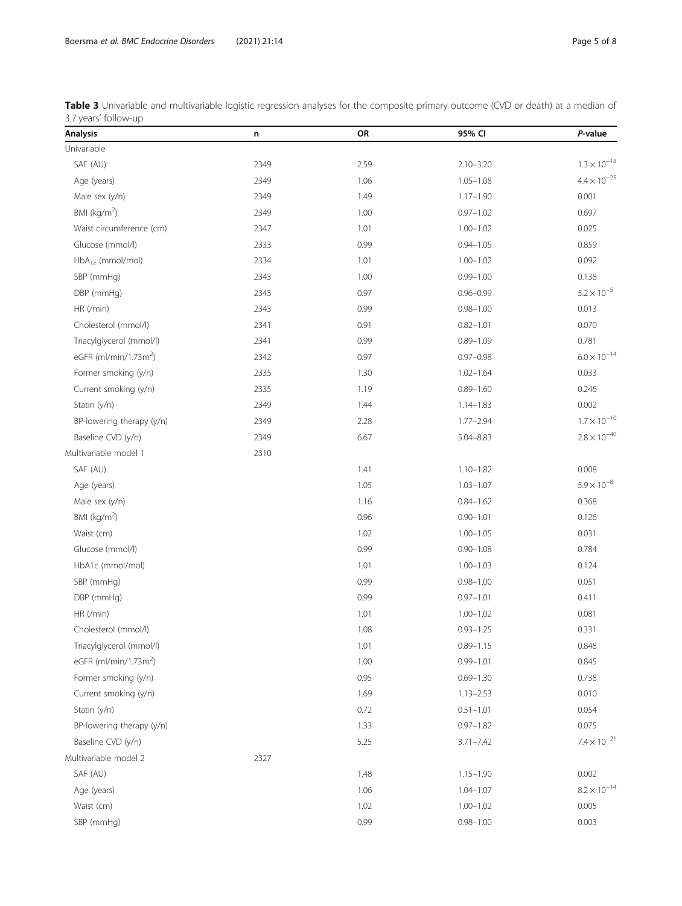**Table 3** Univariable and multivariable logistic regression analyses for the composite primary outcome (CVD or death) at a median of 3.7 years' follow-up

| Analysis | n | OR | 95% CI | *P*-value |
|---|---|---|---|---|
| Univariable | | | | |
| SAF (AU) | 2349 | 2.59 | 2.10–3.20 | $1.3 \times 10^{-18}$ |
| Age (years) | 2349 | 1.06 | 1.05–1.08 | $4.4 \times 10^{-25}$ |
| Male sex (y/n) | 2349 | 1.49 | 1.17–1.90 | 0.001 |
| BMI (kg/m$^2$) | 2349 | 1.00 | 0.97–1.02 | 0.697 |
| Waist circumference (cm) | 2347 | 1.01 | 1.00–1.02 | 0.025 |
| Glucose (mmol/l) | 2333 | 0.99 | 0.94–1.05 | 0.859 |
| HbA$_{1c}$ (mmol/mol) | 2334 | 1.01 | 1.00–1.02 | 0.092 |
| SBP (mmHg) | 2343 | 1.00 | 0.99–1.00 | 0.138 |
| DBP (mmHg) | 2343 | 0.97 | 0.96–0.99 | $5.2 \times 10^{-5}$ |
| HR (/min) | 2343 | 0.99 | 0.98–1.00 | 0.013 |
| Cholesterol (mmol/l) | 2341 | 0.91 | 0.82–1.01 | 0.070 |
| Triacylglycerol (mmol/l) | 2341 | 0.99 | 0.89–1.09 | 0.781 |
| eGFR (ml/min/1.73m$^2$) | 2342 | 0.97 | 0.97–0.98 | $6.0 \times 10^{-14}$ |
| Former smoking (y/n) | 2335 | 1.30 | 1.02–1.64 | 0.033 |
| Current smoking (y/n) | 2335 | 1.19 | 0.89–1.60 | 0.246 |
| Statin (y/n) | 2349 | 1.44 | 1.14–1.83 | 0.002 |
| BP-lowering therapy (y/n) | 2349 | 2.28 | 1.77–2.94 | $1.7 \times 10^{-10}$ |
| Baseline CVD (y/n) | 2349 | 6.67 | 5.04–8.83 | $2.8 \times 10^{-40}$ |
| Multivariable model 1 | 2310 | | | |
| SAF (AU) | | 1.41 | 1.10–1.82 | 0.008 |
| Age (years) | | 1.05 | 1.03–1.07 | $5.9 \times 10^{-8}$ |
| Male sex (y/n) | | 1.16 | 0.84–1.62 | 0.368 |
| BMI (kg/m$^2$) | | 0.96 | 0.90–1.01 | 0.126 |
| Waist (cm) | | 1.02 | 1.00–1.05 | 0.031 |
| Glucose (mmol/l) | | 0.99 | 0.90–1.08 | 0.784 |
| HbA1c (mmol/mol) | | 1.01 | 1.00–1.03 | 0.124 |
| SBP (mmHg) | | 0.99 | 0.98–1.00 | 0.051 |
| DBP (mmHg) | | 0.99 | 0.97–1.01 | 0.411 |
| HR (/min) | | 1.01 | 1.00–1.02 | 0.081 |
| Cholesterol (mmol/l) | | 1.08 | 0.93–1.25 | 0.331 |
| Triacylglycerol (mmol/l) | | 1.01 | 0.89–1.15 | 0.848 |
| eGFR (ml/min/1.73m$^2$) | | 1.00 | 0.99–1.01 | 0.845 |
| Former smoking (y/n) | | 0.95 | 0.69–1.30 | 0.738 |
| Current smoking (y/n) | | 1.69 | 1.13–2.53 | 0.010 |
| Statin (y/n) | | 0.72 | 0.51–1.01 | 0.054 |
| BP-lowering therapy (y/n) | | 1.33 | 0.97–1.82 | 0.075 |
| Baseline CVD (y/n) | | 5.25 | 3.71–7.42 | $7.4 \times 10^{-21}$ |
| Multivariable model 2 | 2327 | | | |
| SAF (AU) | | 1.48 | 1.15–1.90 | 0.002 |
| Age (years) | | 1.06 | 1.04–1.07 | $8.2 \times 10^{-14}$ |
| Waist (cm) | | 1.02 | 1.00–1.02 | 0.005 |
| SBP (mmHg) | | 0.99 | 0.98–1.00 | 0.003 |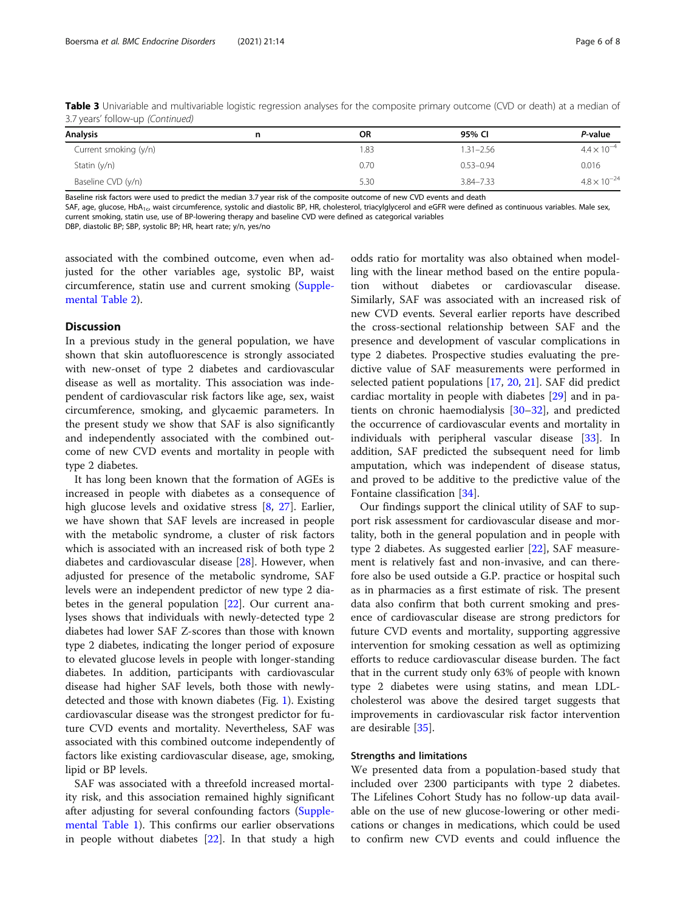**Table 3** Univariable and multivariable logistic regression analyses for the composite primary outcome (CVD or death) at a median of 3.7 years' follow-up *(Continued)*

| Analysis | n | OR | 95% CI | *P*-value |
|---|---|---|---|---|
| Current smoking (y/n) | | 1.83 | 1.31–2.56 | $4.4 \times 10^{-4}$ |
| Statin (y/n) | | 0.70 | 0.53–0.94 | 0.016 |
| Baseline CVD (y/n) | | 5.30 | 3.84–7.33 | $4.8 \times 10^{-24}$ |

Baseline risk factors were used to predict the median 3.7 year risk of the composite outcome of new CVD events and death
SAF, age, glucose, $HbA_{1c}$, waist circumference, systolic and diastolic BP, HR, cholesterol, triacylglycerol and eGFR were defined as continuous variables. Male sex, current smoking, statin use, use of BP-lowering therapy and baseline CVD were defined as categorical variables
DBP, diastolic BP; SBP, systolic BP; HR, heart rate; y/n, yes/no

associated with the combined outcome, even when adjusted for the other variables age, systolic BP, waist circumference, statin use and current smoking (Supplemental Table 2).

## Discussion

In a previous study in the general population, we have shown that skin autofluorescence is strongly associated with new-onset of type 2 diabetes and cardiovascular disease as well as mortality. This association was independent of cardiovascular risk factors like age, sex, waist circumference, smoking, and glycaemic parameters. In the present study we show that SAF is also significantly and independently associated with the combined outcome of new CVD events and mortality in people with type 2 diabetes.

It has long been known that the formation of AGEs is increased in people with diabetes as a consequence of high glucose levels and oxidative stress [8, 27]. Earlier, we have shown that SAF levels are increased in people with the metabolic syndrome, a cluster of risk factors which is associated with an increased risk of both type 2 diabetes and cardiovascular disease [28]. However, when adjusted for presence of the metabolic syndrome, SAF levels were an independent predictor of new type 2 diabetes in the general population [22]. Our current analyses shows that individuals with newly-detected type 2 diabetes had lower SAF Z-scores than those with known type 2 diabetes, indicating the longer period of exposure to elevated glucose levels in people with longer-standing diabetes. In addition, participants with cardiovascular disease had higher SAF levels, both those with newly-detected and those with known diabetes (Fig. 1). Existing cardiovascular disease was the strongest predictor for future CVD events and mortality. Nevertheless, SAF was associated with this combined outcome independently of factors like existing cardiovascular disease, age, smoking, lipid or BP levels.

SAF was associated with a threefold increased mortality risk, and this association remained highly significant after adjusting for several confounding factors (Supplemental Table 1). This confirms our earlier observations in people without diabetes [22]. In that study a high odds ratio for mortality was also obtained when modelling with the linear method based on the entire population without diabetes or cardiovascular disease. Similarly, SAF was associated with an increased risk of new CVD events. Several earlier reports have described the cross-sectional relationship between SAF and the presence and development of vascular complications in type 2 diabetes. Prospective studies evaluating the predictive value of SAF measurements were performed in selected patient populations [17, 20, 21]. SAF did predict cardiac mortality in people with diabetes [29] and in patients on chronic haemodialysis [30–32], and predicted the occurrence of cardiovascular events and mortality in individuals with peripheral vascular disease [33]. In addition, SAF predicted the subsequent need for limb amputation, which was independent of disease status, and proved to be additive to the predictive value of the Fontaine classification [34].

Our findings support the clinical utility of SAF to support risk assessment for cardiovascular disease and mortality, both in the general population and in people with type 2 diabetes. As suggested earlier [22], SAF measurement is relatively fast and non-invasive, and can therefore also be used outside a G.P. practice or hospital such as in pharmacies as a first estimate of risk. The present data also confirm that both current smoking and presence of cardiovascular disease are strong predictors for future CVD events and mortality, supporting aggressive intervention for smoking cessation as well as optimizing efforts to reduce cardiovascular disease burden. The fact that in the current study only 63% of people with known type 2 diabetes were using statins, and mean LDL-cholesterol was above the desired target suggests that improvements in cardiovascular risk factor intervention are desirable [35].

### Strengths and limitations

We presented data from a population-based study that included over 2300 participants with type 2 diabetes. The Lifelines Cohort Study has no follow-up data available on the use of new glucose-lowering or other medications or changes in medications, which could be used to confirm new CVD events and could influence the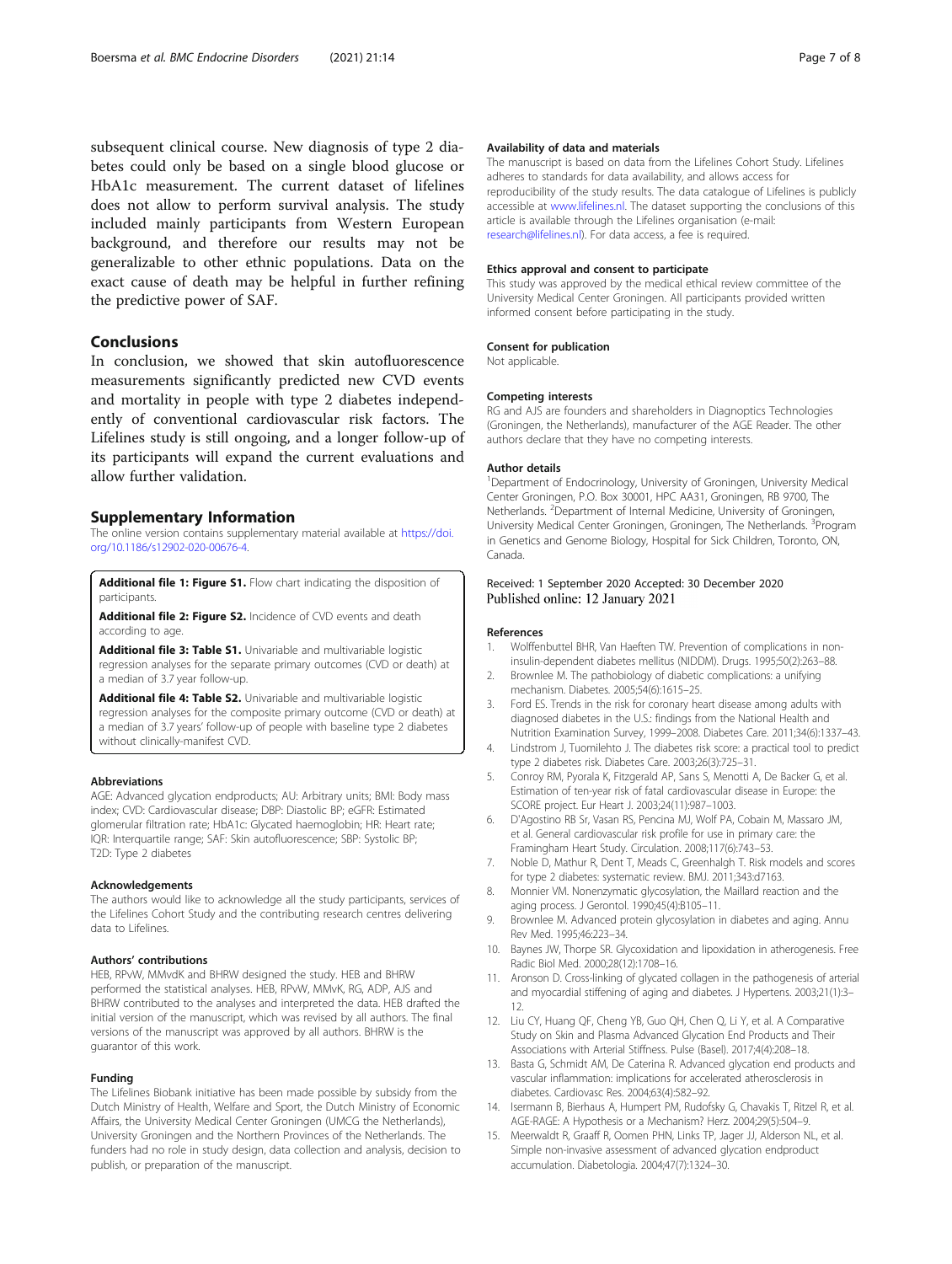subsequent clinical course. New diagnosis of type 2 diabetes could only be based on a single blood glucose or HbA1c measurement. The current dataset of lifelines does not allow to perform survival analysis. The study included mainly participants from Western European background, and therefore our results may not be generalizable to other ethnic populations. Data on the exact cause of death may be helpful in further refining the predictive power of SAF.

## Conclusions

In conclusion, we showed that skin autofluorescence measurements significantly predicted new CVD events and mortality in people with type 2 diabetes independently of conventional cardiovascular risk factors. The Lifelines study is still ongoing, and a longer follow-up of its participants will expand the current evaluations and allow further validation.

## Supplementary Information

The online version contains supplementary material available at https://doi.org/10.1186/s12902-020-00676-4.

**Additional file 1: Figure S1.** Flow chart indicating the disposition of participants.

**Additional file 2: Figure S2.** Incidence of CVD events and death according to age.

**Additional file 3: Table S1.** Univariable and multivariable logistic regression analyses for the separate primary outcomes (CVD or death) at a median of 3.7 year follow-up.

**Additional file 4: Table S2.** Univariable and multivariable logistic regression analyses for the composite primary outcome (CVD or death) at a median of 3.7 years' follow-up of people with baseline type 2 diabetes without clinically-manifest CVD.

### Abbreviations

AGE: Advanced glycation endproducts; AU: Arbitrary units; BMI: Body mass index; CVD: Cardiovascular disease; DBP: Diastolic BP; eGFR: Estimated glomerular filtration rate; HbA1c: Glycated haemoglobin; HR: Heart rate; IQR: Interquartile range; SAF: Skin autofluorescence; SBP: Systolic BP; T2D: Type 2 diabetes

### Acknowledgements

The authors would like to acknowledge all the study participants, services of the Lifelines Cohort Study and the contributing research centres delivering data to Lifelines.

### Authors' contributions

HEB, RPvW, MMvdK and BHRW designed the study. HEB and BHRW performed the statistical analyses. HEB, RPvW, MMvK, RG, ADP, AJS and BHRW contributed to the analyses and interpreted the data. HEB drafted the initial version of the manuscript, which was revised by all authors. The final versions of the manuscript was approved by all authors. BHRW is the guarantor of this work.

### Funding

The Lifelines Biobank initiative has been made possible by subsidy from the Dutch Ministry of Health, Welfare and Sport, the Dutch Ministry of Economic Affairs, the University Medical Center Groningen (UMCG the Netherlands), University Groningen and the Northern Provinces of the Netherlands. The funders had no role in study design, data collection and analysis, decision to publish, or preparation of the manuscript.

### Availability of data and materials

The manuscript is based on data from the Lifelines Cohort Study. Lifelines adheres to standards for data availability, and allows access for reproducibility of the study results. The data catalogue of Lifelines is publicly accessible at www.lifelines.nl. The dataset supporting the conclusions of this article is available through the Lifelines organisation (e-mail: research@lifelines.nl). For data access, a fee is required.

### Ethics approval and consent to participate

This study was approved by the medical ethical review committee of the University Medical Center Groningen. All participants provided written informed consent before participating in the study.

### Consent for publication

Not applicable.

### Competing interests

RG and AJS are founders and shareholders in Diagnoptics Technologies (Groningen, the Netherlands), manufacturer of the AGE Reader. The other authors declare that they have no competing interests.

### Author details

[1]Department of Endocrinology, University of Groningen, University Medical Center Groningen, P.O. Box 30001, HPC AA31, Groningen, RB 9700, The Netherlands. [2]Department of Internal Medicine, University of Groningen, University Medical Center Groningen, Groningen, The Netherlands. [3]Program in Genetics and Genome Biology, Hospital for Sick Children, Toronto, ON, Canada.

Received: 1 September 2020 Accepted: 30 December 2020
Published online: 12 January 2021

### References

1. Wolffenbuttel BHR, Van Haeften TW. Prevention of complications in non-insulin-dependent diabetes mellitus (NIDDM). Drugs. 1995;50(2):263–88.
2. Brownlee M. The pathobiology of diabetic complications: a unifying mechanism. Diabetes. 2005;54(6):1615–25.
3. Ford ES. Trends in the risk for coronary heart disease among adults with diagnosed diabetes in the U.S.: findings from the National Health and Nutrition Examination Survey, 1999–2008. Diabetes Care. 2011;34(6):1337–43.
4. Lindstrom J, Tuomilehto J. The diabetes risk score: a practical tool to predict type 2 diabetes risk. Diabetes Care. 2003;26(3):725–31.
5. Conroy RM, Pyorala K, Fitzgerald AP, Sans S, Menotti A, De Backer G, et al. Estimation of ten-year risk of fatal cardiovascular disease in Europe: the SCORE project. Eur Heart J. 2003;24(11):987–1003.
6. D'Agostino RB Sr, Vasan RS, Pencina MJ, Wolf PA, Cobain M, Massaro JM, et al. General cardiovascular risk profile for use in primary care: the Framingham Heart Study. Circulation. 2008;117(6):743–53.
7. Noble D, Mathur R, Dent T, Meads C, Greenhalgh T. Risk models and scores for type 2 diabetes: systematic review. BMJ. 2011;343:d7163.
8. Monnier VM. Nonenzymatic glycosylation, the Maillard reaction and the aging process. J Gerontol. 1990;45(4):B105–11.
9. Brownlee M. Advanced protein glycosylation in diabetes and aging. Annu Rev Med. 1995;46:223–34.
10. Baynes JW, Thorpe SR. Glycoxidation and lipoxidation in atherogenesis. Free Radic Biol Med. 2000;28(12):1708–16.
11. Aronson D. Cross-linking of glycated collagen in the pathogenesis of arterial and myocardial stiffening of aging and diabetes. J Hypertens. 2003;21(1):3–12.
12. Liu CY, Huang QF, Cheng YB, Guo QH, Chen Q, Li Y, et al. A Comparative Study on Skin and Plasma Advanced Glycation End Products and Their Associations with Arterial Stiffness. Pulse (Basel). 2017;4(4):208–18.
13. Basta G, Schmidt AM, De Caterina R. Advanced glycation end products and vascular inflammation: implications for accelerated atherosclerosis in diabetes. Cardiovasc Res. 2004;63(4):582–92.
14. Isermann B, Bierhaus A, Humpert PM, Rudofsky G, Chavakis T, Ritzel R, et al. AGE-RAGE: A Hypothesis or a Mechanism? Herz. 2004;29(5):504–9.
15. Meerwaldt R, Graaff R, Oomen PHN, Links TP, Jager JJ, Alderson NL, et al. Simple non-invasive assessment of advanced glycation endproduct accumulation. Diabetologia. 2004;47(7):1324–30.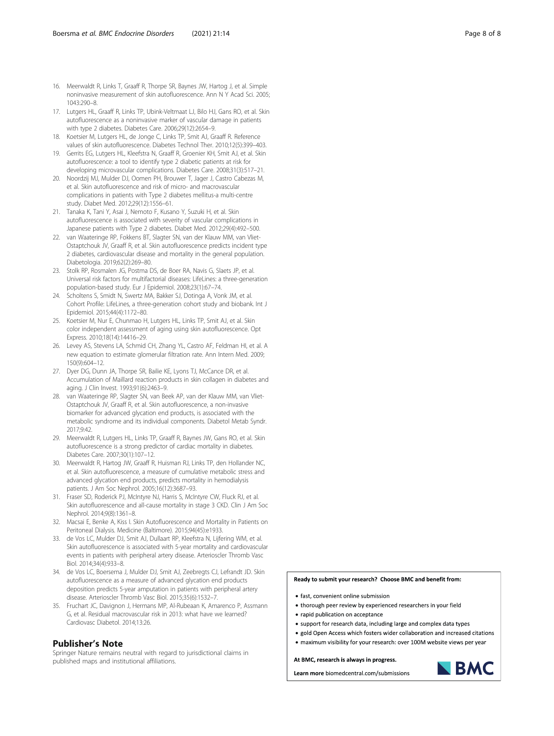16. Meerwaldt R, Links T, Graaff R, Thorpe SR, Baynes JW, Hartog J, et al. Simple noninvasive measurement of skin autofluorescence. Ann N Y Acad Sci. 2005;1043:290–8.
17. Lutgers HL, Graaff R, Links TP, Ubink-Veltmaat LJ, Bilo HJ, Gans RO, et al. Skin autofluorescence as a noninvasive marker of vascular damage in patients with type 2 diabetes. Diabetes Care. 2006;29(12):2654–9.
18. Koetsier M, Lutgers HL, de Jonge C, Links TP, Smit AJ, Graaff R. Reference values of skin autofluorescence. Diabetes Technol Ther. 2010;12(5):399–403.
19. Gerrits EG, Lutgers HL, Kleefstra N, Graaff R, Groenier KH, Smit AJ, et al. Skin autofluorescence: a tool to identify type 2 diabetic patients at risk for developing microvascular complications. Diabetes Care. 2008;31(3):517–21.
20. Noordzij MJ, Mulder DJ, Oomen PH, Brouwer T, Jager J, Castro Cabezas M, et al. Skin autofluorescence and risk of micro- and macrovascular complications in patients with Type 2 diabetes mellitus-a multi-centre study. Diabet Med. 2012;29(12):1556–61.
21. Tanaka K, Tani Y, Asai J, Nemoto F, Kusano Y, Suzuki H, et al. Skin autofluorescence is associated with severity of vascular complications in Japanese patients with Type 2 diabetes. Diabet Med. 2012;29(4):492–500.
22. van Waateringe RP, Fokkens BT, Slagter SN, van der Klauw MM, van Vliet-Ostaptchouk JV, Graaff R, et al. Skin autofluorescence predicts incident type 2 diabetes, cardiovascular disease and mortality in the general population. Diabetologia. 2019;62(2):269–80.
23. Stolk RP, Rosmalen JG, Postma DS, de Boer RA, Navis G, Slaets JP, et al. Universal risk factors for multifactorial diseases: LifeLines: a three-generation population-based study. Eur J Epidemiol. 2008;23(1):67–74.
24. Scholtens S, Smidt N, Swertz MA, Bakker SJ, Dotinga A, Vonk JM, et al. Cohort Profile: LifeLines, a three-generation cohort study and biobank. Int J Epidemiol. 2015;44(4):1172–80.
25. Koetsier M, Nur E, Chunmao H, Lutgers HL, Links TP, Smit AJ, et al. Skin color independent assessment of aging using skin autofluorescence. Opt Express. 2010;18(14):14416–29.
26. Levey AS, Stevens LA, Schmid CH, Zhang YL, Castro AF, Feldman HI, et al. A new equation to estimate glomerular filtration rate. Ann Intern Med. 2009;150(9):604–12.
27. Dyer DG, Dunn JA, Thorpe SR, Bailie KE, Lyons TJ, McCance DR, et al. Accumulation of Maillard reaction products in skin collagen in diabetes and aging. J Clin Invest. 1993;91(6):2463–9.
28. van Waateringe RP, Slagter SN, van Beek AP, van der Klauw MM, van Vliet-Ostaptchouk JV, Graaff R, et al. Skin autofluorescence, a non-invasive biomarker for advanced glycation end products, is associated with the metabolic syndrome and its individual components. Diabetol Metab Syndr. 2017;9:42.
29. Meerwaldt R, Lutgers HL, Links TP, Graaff R, Baynes JW, Gans RO, et al. Skin autofluorescence is a strong predictor of cardiac mortality in diabetes. Diabetes Care. 2007;30(1):107–12.
30. Meerwaldt R, Hartog JW, Graaff R, Huisman RJ, Links TP, den Hollander NC, et al. Skin autofluorescence, a measure of cumulative metabolic stress and advanced glycation end products, predicts mortality in hemodialysis patients. J Am Soc Nephrol. 2005;16(12):3687–93.
31. Fraser SD, Roderick PJ, McIntyre NJ, Harris S, McIntyre CW, Fluck RJ, et al. Skin autofluorescence and all-cause mortality in stage 3 CKD. Clin J Am Soc Nephrol. 2014;9(8):1361–8.
32. Macsai E, Benke A, Kiss I. Skin Autofluorescence and Mortality in Patients on Peritoneal Dialysis. Medicine (Baltimore). 2015;94(45):e1933.
33. de Vos LC, Mulder DJ, Smit AJ, Dullaart RP, Kleefstra N, Lijfering WM, et al. Skin autofluorescence is associated with 5-year mortality and cardiovascular events in patients with peripheral artery disease. Arterioscler Thromb Vasc Biol. 2014;34(4):933–8.
34. de Vos LC, Boersema J, Mulder DJ, Smit AJ, Zeebregts CJ, Lefrandt JD. Skin autofluorescence as a measure of advanced glycation end products deposition predicts 5-year amputation in patients with peripheral artery disease. Arterioscler Thromb Vasc Biol. 2015;35(6):1532–7.
35. Fruchart JC, Davignon J, Hermans MP, Al-Rubeaan K, Amarenco P, Assmann G, et al. Residual macrovascular risk in 2013: what have we learned? Cardiovasc Diabetol. 2014;13:26.

## Publisher's Note

Springer Nature remains neutral with regard to jurisdictional claims in published maps and institutional affiliations.

**Ready to submit your research? Choose BMC and benefit from:**

- fast, convenient online submission
- thorough peer review by experienced researchers in your field
- rapid publication on acceptance
- support for research data, including large and complex data types
- gold Open Access which fosters wider collaboration and increased citations
- maximum visibility for your research: over 100M website views per year

**At BMC, research is always in progress.**

**Learn more** biomedcentral.com/submissions